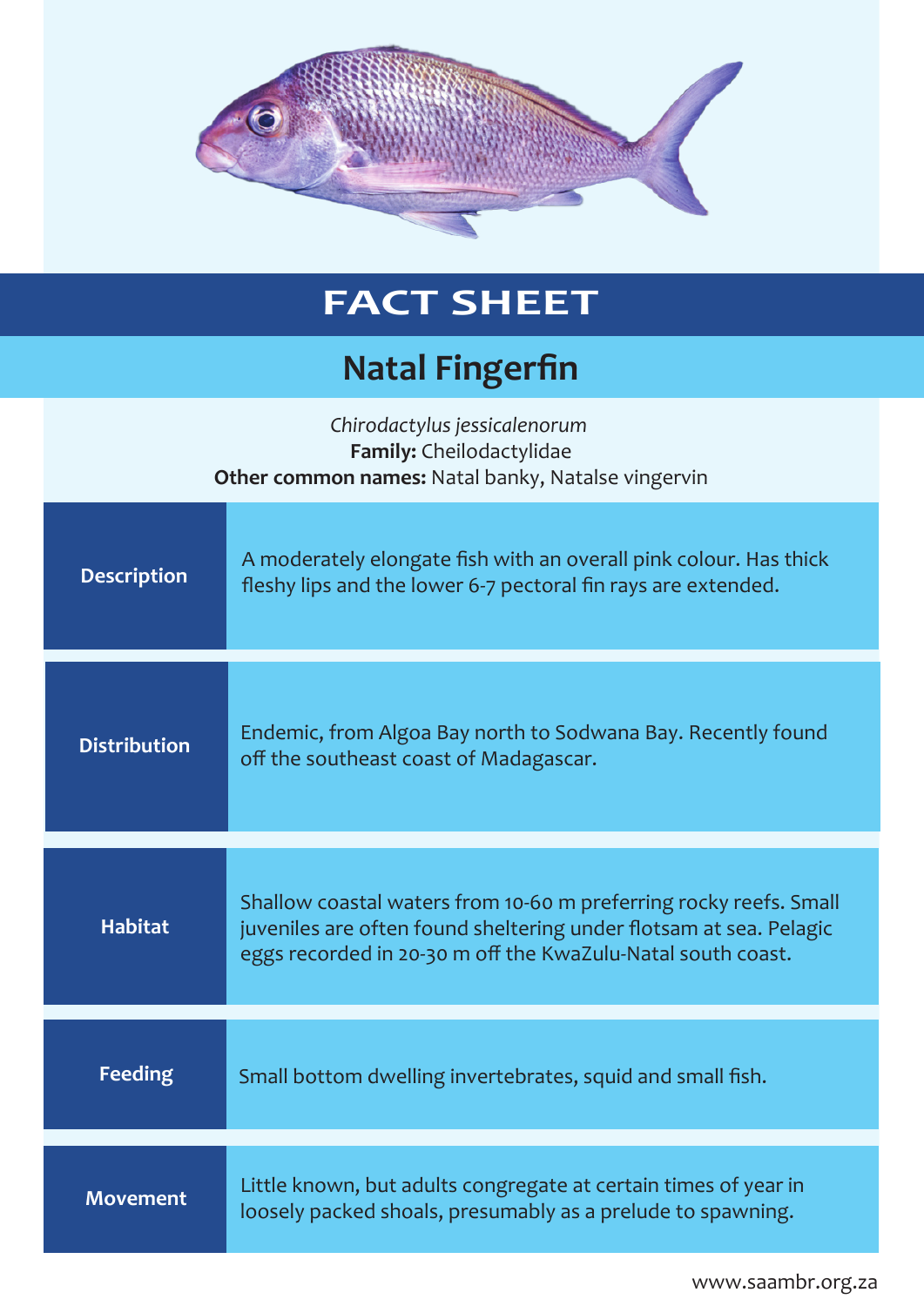# FACT SHEET

## Natal Fingerfin

*Chirodactylus jessicalenorum*
**Family:** Cheilodactylidae
**Other common names:** Natal banky, Natalse vingervin

| | |
|---|---|
| **Description** | A moderately elongate fish with an overall pink colour. Has thick fleshy lips and the lower 6-7 pectoral fin rays are extended. |
| **Distribution** | Endemic, from Algoa Bay north to Sodwana Bay. Recently found off the southeast coast of Madagascar. |
| **Habitat** | Shallow coastal waters from 10-60 m preferring rocky reefs. Small juveniles are often found sheltering under flotsam at sea. Pelagic eggs recorded in 20-30 m off the KwaZulu-Natal south coast. |
| **Feeding** | Small bottom dwelling invertebrates, squid and small fish. |
| **Movement** | Little known, but adults congregate at certain times of year in loosely packed shoals, presumably as a prelude to spawning. |

www.saambr.org.za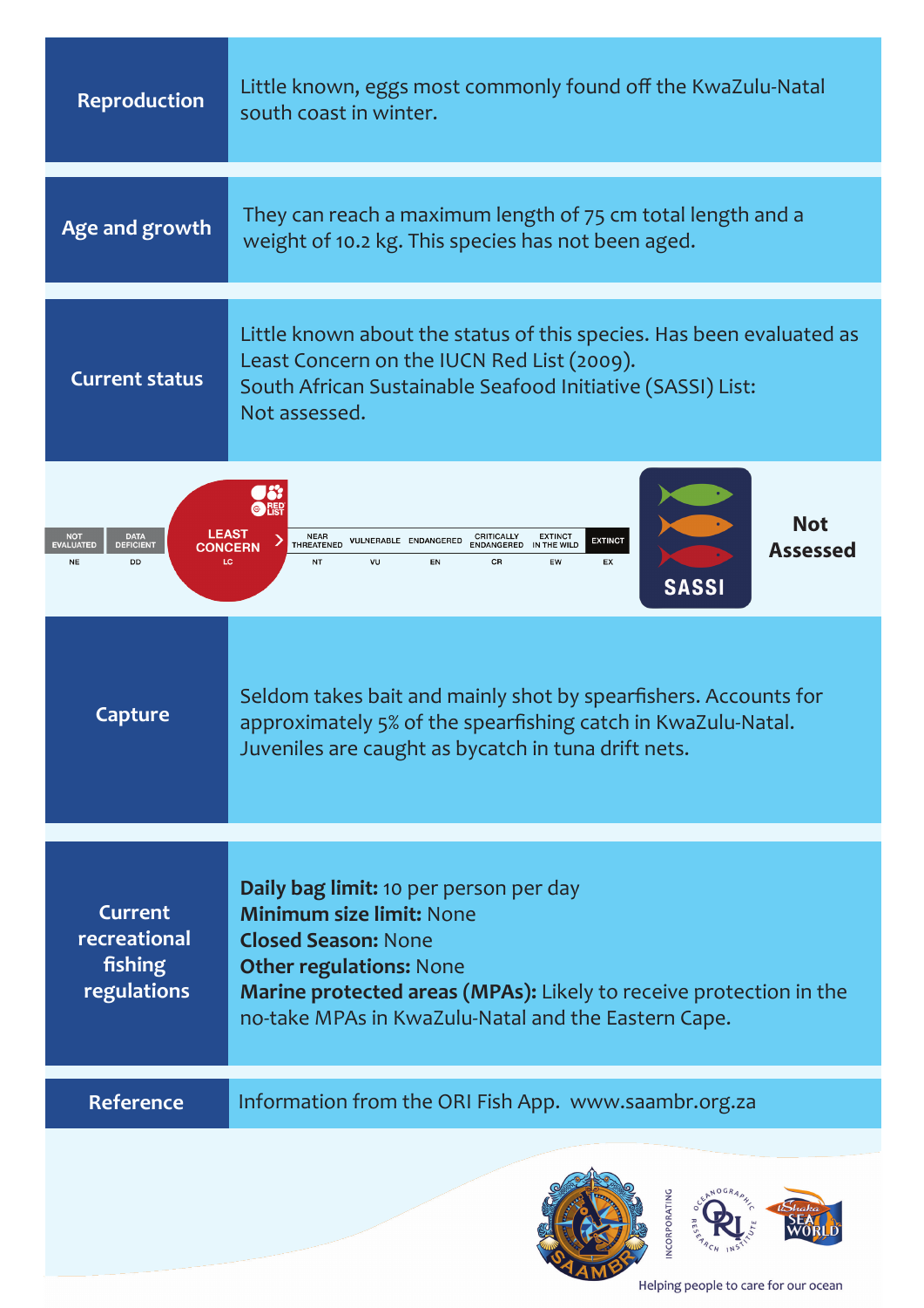| | |
|---|---|
| **Reproduction** | Little known, eggs most commonly found off the KwaZulu-Natal south coast in winter. |
| **Age and growth** | They can reach a maximum length of 75 cm total length and a weight of 10.2 kg. This species has not been aged. |
| **Current status** | Little known about the status of this species. Has been evaluated as Least Concern on the IUCN Red List (2009). South African Sustainable Seafood Initiative (SASSI) List: Not assessed. |

NOT EVALUATED NE | DATA DEFICIENT DD | LEAST CONCERN LC | NEAR THREATENED NT | VULNERABLE VU | ENDANGERED EN | CRITICALLY ENDANGERED CR | EXTINCT IN THE WILD EW | EXTINCT EX

SASSI

**Not Assessed**

| | |
|---|---|
| **Capture** | Seldom takes bait and mainly shot by spearfishers. Accounts for approximately 5% of the spearfishing catch in KwaZulu-Natal. Juveniles are caught as bycatch in tuna drift nets. |
| **Current recreational fishing regulations** | **Daily bag limit:** 10 per person per day<br>**Minimum size limit:** None<br>**Closed Season:** None<br>**Other regulations:** None<br>**Marine protected areas (MPAs):** Likely to receive protection in the no-take MPAs in KwaZulu-Natal and the Eastern Cape. |
| **Reference** | Information from the ORI Fish App. www.saambr.org.za |

SAAMBR INCORPORATING Oceanographic Research Institute uShaka Sea World

Helping people to care for our ocean